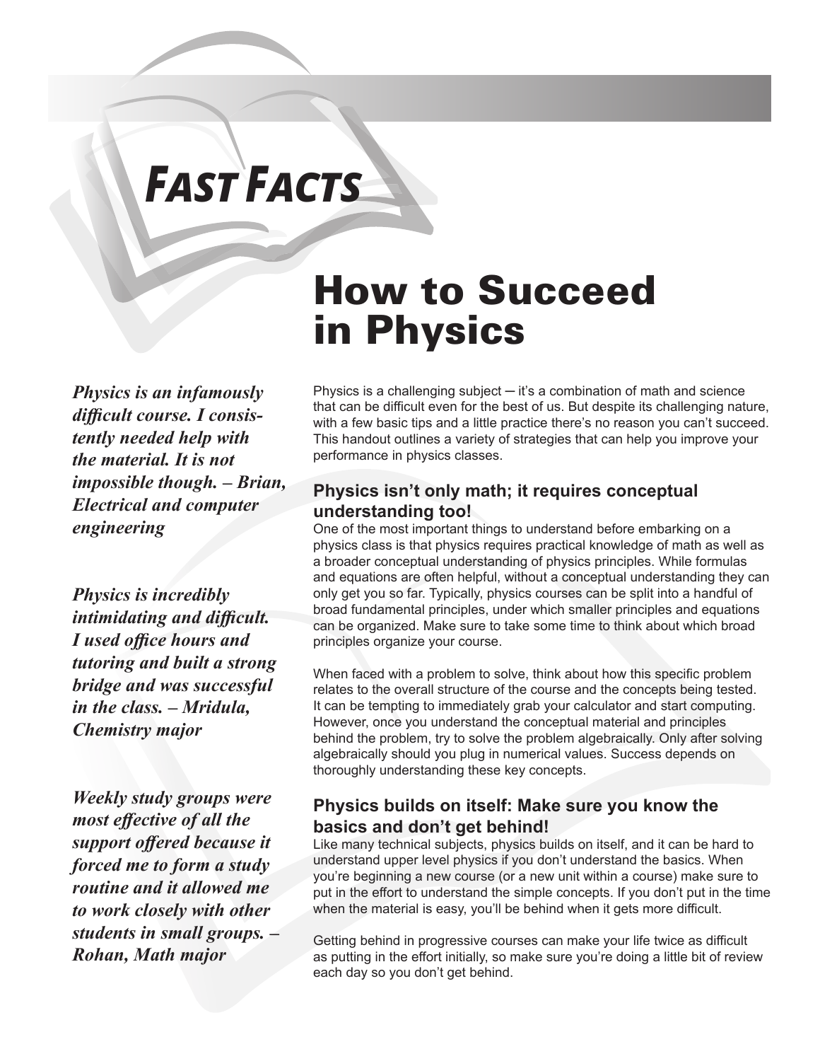*Fast Facts*

# How to Succeed in Physics

***Physics is an infamously difficult course. I consistently needed help with the material. It is not impossible though. – Brian, Electrical and computer engineering***

***Physics is incredibly intimidating and difficult. I used office hours and tutoring and built a strong bridge and was successful in the class. – Mridula, Chemistry major***

***Weekly study groups were most effective of all the support offered because it forced me to form a study routine and it allowed me to work closely with other students in small groups. – Rohan, Math major***

Physics is a challenging subject ─ it's a combination of math and science that can be difficult even for the best of us. But despite its challenging nature, with a few basic tips and a little practice there's no reason you can't succeed. This handout outlines a variety of strategies that can help you improve your performance in physics classes.

## Physics isn't only math; it requires conceptual understanding too!

One of the most important things to understand before embarking on a physics class is that physics requires practical knowledge of math as well as a broader conceptual understanding of physics principles. While formulas and equations are often helpful, without a conceptual understanding they can only get you so far. Typically, physics courses can be split into a handful of broad fundamental principles, under which smaller principles and equations can be organized. Make sure to take some time to think about which broad principles organize your course.

When faced with a problem to solve, think about how this specific problem relates to the overall structure of the course and the concepts being tested. It can be tempting to immediately grab your calculator and start computing. However, once you understand the conceptual material and principles behind the problem, try to solve the problem algebraically. Only after solving algebraically should you plug in numerical values. Success depends on thoroughly understanding these key concepts.

## Physics builds on itself: Make sure you know the basics and don't get behind!

Like many technical subjects, physics builds on itself, and it can be hard to understand upper level physics if you don't understand the basics. When you're beginning a new course (or a new unit within a course) make sure to put in the effort to understand the simple concepts. If you don't put in the time when the material is easy, you'll be behind when it gets more difficult.

Getting behind in progressive courses can make your life twice as difficult as putting in the effort initially, so make sure you're doing a little bit of review each day so you don't get behind.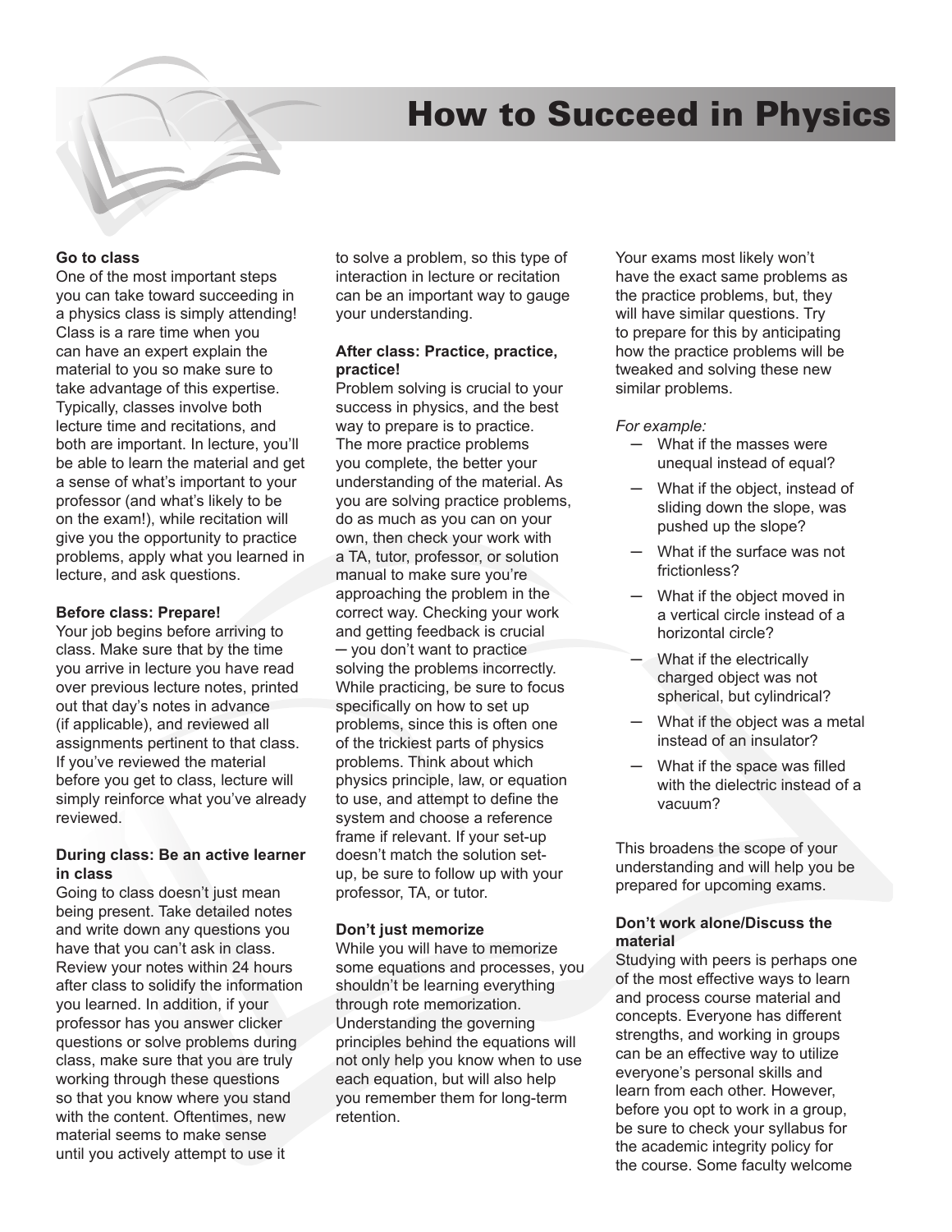# How to Succeed in Physics

**Go to class**
One of the most important steps you can take toward succeeding in a physics class is simply attending! Class is a rare time when you can have an expert explain the material to you so make sure to take advantage of this expertise. Typically, classes involve both lecture time and recitations, and both are important. In lecture, you'll be able to learn the material and get a sense of what's important to your professor (and what's likely to be on the exam!), while recitation will give you the opportunity to practice problems, apply what you learned in lecture, and ask questions.

**Before class: Prepare!**
Your job begins before arriving to class. Make sure that by the time you arrive in lecture you have read over previous lecture notes, printed out that day's notes in advance (if applicable), and reviewed all assignments pertinent to that class. If you've reviewed the material before you get to class, lecture will simply reinforce what you've already reviewed.

**During class: Be an active learner in class**
Going to class doesn't just mean being present. Take detailed notes and write down any questions you have that you can't ask in class. Review your notes within 24 hours after class to solidify the information you learned. In addition, if your professor has you answer clicker questions or solve problems during class, make sure that you are truly working through these questions so that you know where you stand with the content. Oftentimes, new material seems to make sense until you actively attempt to use it to solve a problem, so this type of interaction in lecture or recitation can be an important way to gauge your understanding.

**After class: Practice, practice, practice!**
Problem solving is crucial to your success in physics, and the best way to prepare is to practice. The more practice problems you complete, the better your understanding of the material. As you are solving practice problems, do as much as you can on your own, then check your work with a TA, tutor, professor, or solution manual to make sure you're approaching the problem in the correct way. Checking your work and getting feedback is crucial – you don't want to practice solving the problems incorrectly. While practicing, be sure to focus specifically on how to set up problems, since this is often one of the trickiest parts of physics problems. Think about which physics principle, law, or equation to use, and attempt to define the system and choose a reference frame if relevant. If your set-up doesn't match the solution set-up, be sure to follow up with your professor, TA, or tutor.

**Don't just memorize**
While you will have to memorize some equations and processes, you shouldn't be learning everything through rote memorization. Understanding the governing principles behind the equations will not only help you know when to use each equation, but will also help you remember them for long-term retention.

Your exams most likely won't have the exact same problems as the practice problems, but, they will have similar questions. Try to prepare for this by anticipating how the practice problems will be tweaked and solving these new similar problems.

*For example:*

- What if the masses were unequal instead of equal?
- What if the object, instead of sliding down the slope, was pushed up the slope?
- What if the surface was not frictionless?
- What if the object moved in a vertical circle instead of a horizontal circle?
- What if the electrically charged object was not spherical, but cylindrical?
- What if the object was a metal instead of an insulator?
- What if the space was filled with the dielectric instead of a vacuum?

This broadens the scope of your understanding and will help you be prepared for upcoming exams.

**Don't work alone/Discuss the material**
Studying with peers is perhaps one of the most effective ways to learn and process course material and concepts. Everyone has different strengths, and working in groups can be an effective way to utilize everyone's personal skills and learn from each other. However, before you opt to work in a group, be sure to check your syllabus for the academic integrity policy for the course. Some faculty welcome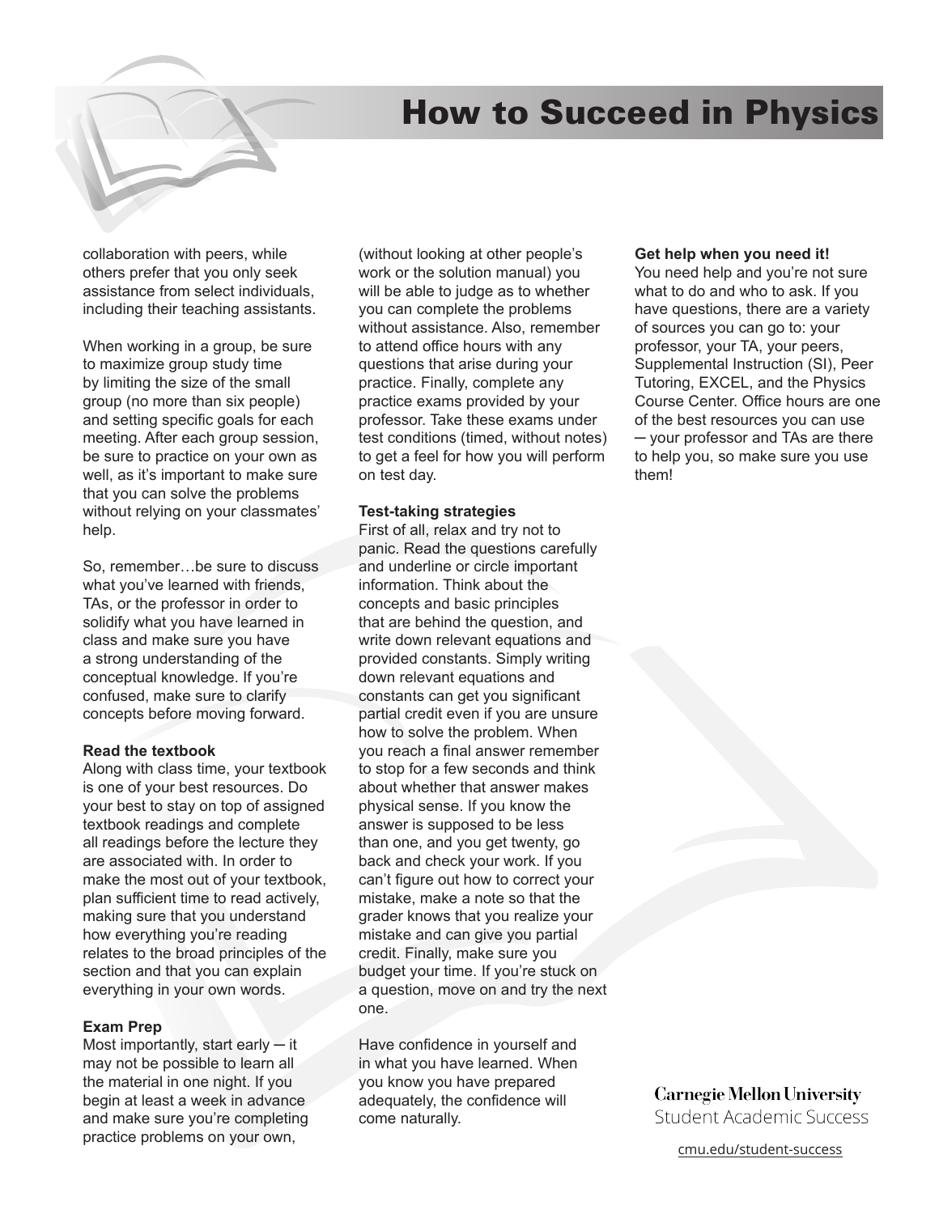# How to Succeed in Physics

collaboration with peers, while others prefer that you only seek assistance from select individuals, including their teaching assistants.

When working in a group, be sure to maximize group study time by limiting the size of the small group (no more than six people) and setting specific goals for each meeting. After each group session, be sure to practice on your own as well, as it's important to make sure that you can solve the problems without relying on your classmates' help.

So, remember…be sure to discuss what you've learned with friends, TAs, or the professor in order to solidify what you have learned in class and make sure you have a strong understanding of the conceptual knowledge. If you're confused, make sure to clarify concepts before moving forward.

**Read the textbook**

Along with class time, your textbook is one of your best resources. Do your best to stay on top of assigned textbook readings and complete all readings before the lecture they are associated with. In order to make the most out of your textbook, plan sufficient time to read actively, making sure that you understand how everything you're reading relates to the broad principles of the section and that you can explain everything in your own words.

**Exam Prep**

Most importantly, start early ─ it may not be possible to learn all the material in one night. If you begin at least a week in advance and make sure you're completing practice problems on your own, (without looking at other people's work or the solution manual) you will be able to judge as to whether you can complete the problems without assistance. Also, remember to attend office hours with any questions that arise during your practice. Finally, complete any practice exams provided by your professor. Take these exams under test conditions (timed, without notes) to get a feel for how you will perform on test day.

**Test-taking strategies**

First of all, relax and try not to panic. Read the questions carefully and underline or circle important information. Think about the concepts and basic principles that are behind the question, and write down relevant equations and provided constants. Simply writing down relevant equations and constants can get you significant partial credit even if you are unsure how to solve the problem. When you reach a final answer remember to stop for a few seconds and think about whether that answer makes physical sense. If you know the answer is supposed to be less than one, and you get twenty, go back and check your work. If you can't figure out how to correct your mistake, make a note so that the grader knows that you realize your mistake and can give you partial credit. Finally, make sure you budget your time. If you're stuck on a question, move on and try the next one.

Have confidence in yourself and in what you have learned. When you know you have prepared adequately, the confidence will come naturally.

**Get help when you need it!**

You need help and you're not sure what to do and who to ask. If you have questions, there are a variety of sources you can go to: your professor, your TA, your peers, Supplemental Instruction (SI), Peer Tutoring, EXCEL, and the Physics Course Center. Office hours are one of the best resources you can use ─ your professor and TAs are there to help you, so make sure you use them!

Carnegie Mellon University
Student Academic Success

cmu.edu/student-success